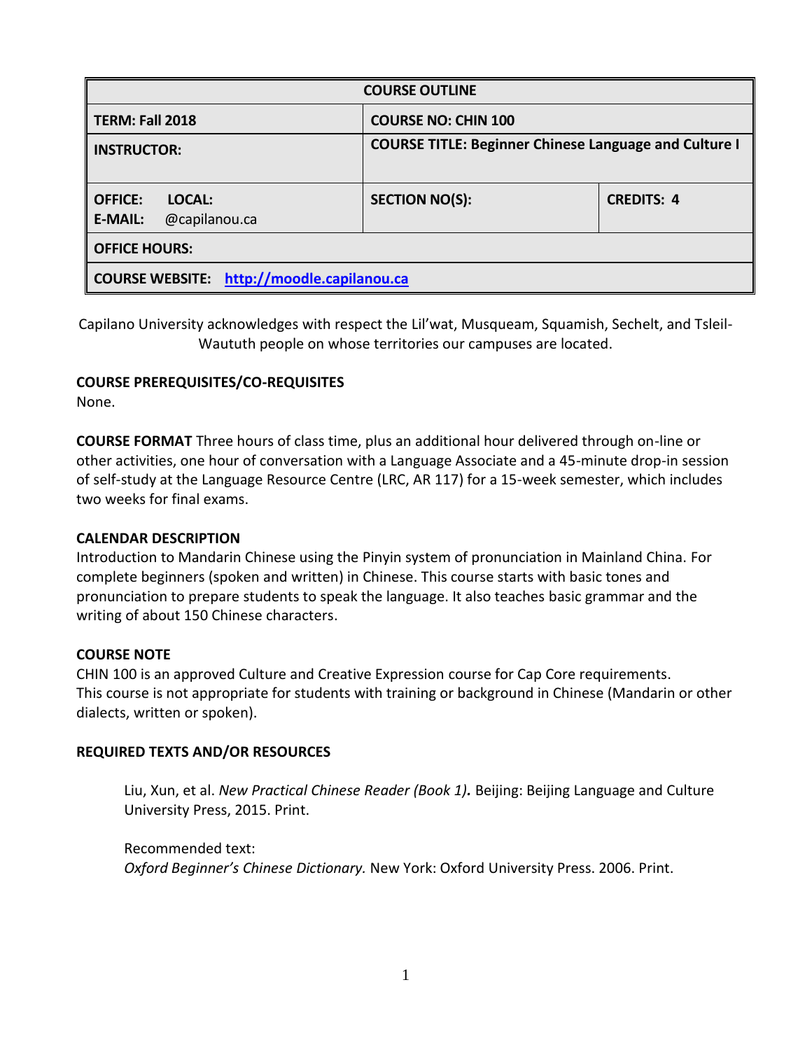| COURSE OUTLINE | | |
|---|---|---|
| **TERM: Fall 2018** | **COURSE NO: CHIN 100** | |
| **INSTRUCTOR:** | **COURSE TITLE: Beginner Chinese Language and Culture I** | |
| **OFFICE: LOCAL:** **E-MAIL:** @capilanou.ca | **SECTION NO(S):** | **CREDITS: 4** |
| **OFFICE HOURS:** | | |
| **COURSE WEBSITE:** [http://moodle.capilanou.ca](http://moodle.capilanou.ca) | | |

Capilano University acknowledges with respect the Lil'wat, Musqueam, Squamish, Sechelt, and Tsleil-Waututh people on whose territories our campuses are located.

**COURSE PREREQUISITES/CO-REQUISITES**
None.

**COURSE FORMAT** Three hours of class time, plus an additional hour delivered through on-line or other activities, one hour of conversation with a Language Associate and a 45-minute drop-in session of self-study at the Language Resource Centre (LRC, AR 117) for a 15-week semester, which includes two weeks for final exams.

**CALENDAR DESCRIPTION**
Introduction to Mandarin Chinese using the Pinyin system of pronunciation in Mainland China. For complete beginners (spoken and written) in Chinese. This course starts with basic tones and pronunciation to prepare students to speak the language. It also teaches basic grammar and the writing of about 150 Chinese characters.

**COURSE NOTE**
CHIN 100 is an approved Culture and Creative Expression course for Cap Core requirements.
This course is not appropriate for students with training or background in Chinese (Mandarin or other dialects, written or spoken).

**REQUIRED TEXTS AND/OR RESOURCES**

Liu, Xun, et al. *New Practical Chinese Reader (Book 1)***.** Beijing: Beijing Language and Culture University Press, 2015. Print.

Recommended text:
*Oxford Beginner's Chinese Dictionary.* New York: Oxford University Press. 2006. Print.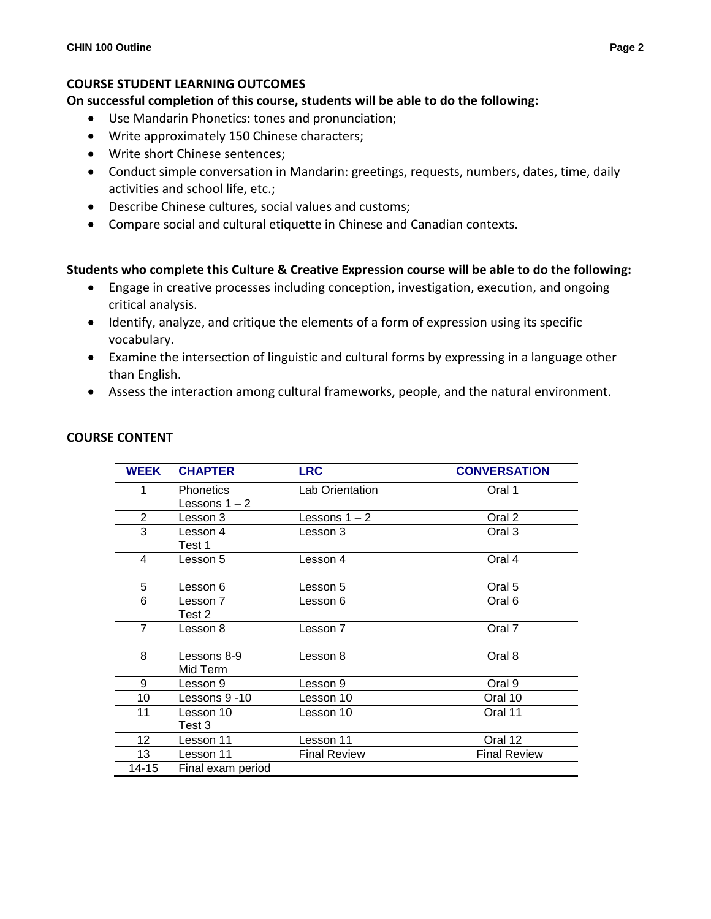## COURSE STUDENT LEARNING OUTCOMES

**On successful completion of this course, students will be able to do the following:**

- Use Mandarin Phonetics: tones and pronunciation;
- Write approximately 150 Chinese characters;
- Write short Chinese sentences;
- Conduct simple conversation in Mandarin: greetings, requests, numbers, dates, time, daily activities and school life, etc.;
- Describe Chinese cultures, social values and customs;
- Compare social and cultural etiquette in Chinese and Canadian contexts.

**Students who complete this Culture & Creative Expression course will be able to do the following:**

- Engage in creative processes including conception, investigation, execution, and ongoing critical analysis.
- Identify, analyze, and critique the elements of a form of expression using its specific vocabulary.
- Examine the intersection of linguistic and cultural forms by expressing in a language other than English.
- Assess the interaction among cultural frameworks, people, and the natural environment.

## COURSE CONTENT

| WEEK | CHAPTER | LRC | CONVERSATION |
|---|---|---|---|
| 1 | Phonetics<br>Lessons 1 – 2 | Lab Orientation | Oral 1 |
| 2 | Lesson 3 | Lessons 1 – 2 | Oral 2 |
| 3 | Lesson 4<br>Test 1 | Lesson 3 | Oral 3 |
| 4 | Lesson 5 | Lesson 4 | Oral 4 |
| 5 | Lesson 6 | Lesson 5 | Oral 5 |
| 6 | Lesson 7<br>Test 2 | Lesson 6 | Oral 6 |
| 7 | Lesson 8 | Lesson 7 | Oral 7 |
| 8 | Lessons 8-9<br>Mid Term | Lesson 8 | Oral 8 |
| 9 | Lesson 9 | Lesson 9 | Oral 9 |
| 10 | Lessons 9 -10 | Lesson 10 | Oral 10 |
| 11 | Lesson 10<br>Test 3 | Lesson 10 | Oral 11 |
| 12 | Lesson 11 | Lesson 11 | Oral 12 |
| 13 | Lesson 11 | Final Review | Final Review |
| 14-15 | Final exam period | | |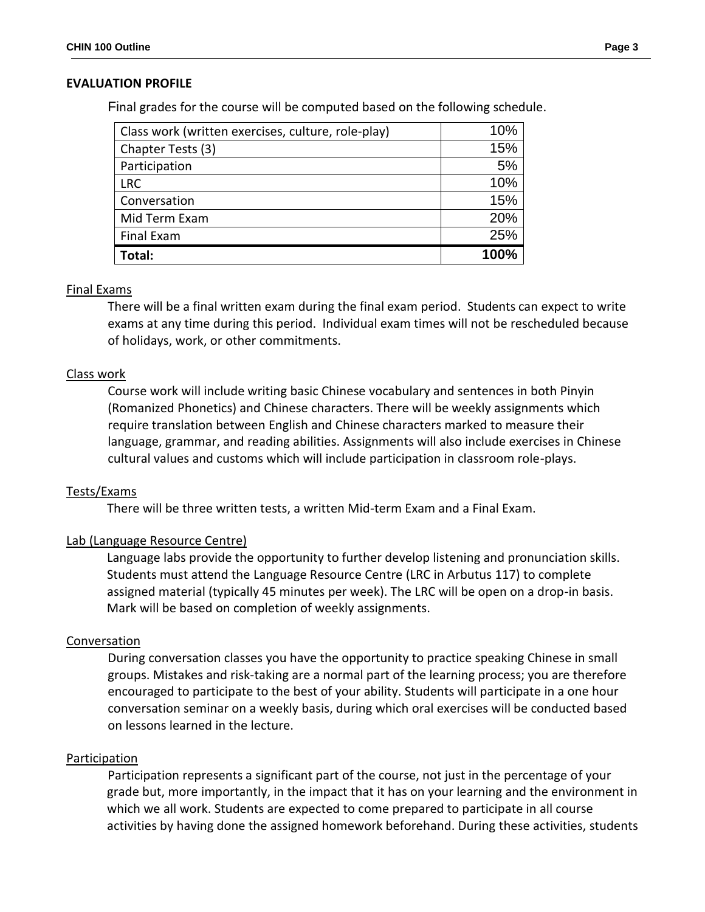## EVALUATION PROFILE

Final grades for the course will be computed based on the following schedule.

| Class work (written exercises, culture, role-play) | 10% |
|---|---|
| Chapter Tests (3) | 15% |
| Participation | 5% |
| LRC | 10% |
| Conversation | 15% |
| Mid Term Exam | 20% |
| Final Exam | 25% |
| **Total:** | **100%** |

### Final Exams

There will be a final written exam during the final exam period. Students can expect to write exams at any time during this period. Individual exam times will not be rescheduled because of holidays, work, or other commitments.

### Class work

Course work will include writing basic Chinese vocabulary and sentences in both Pinyin (Romanized Phonetics) and Chinese characters. There will be weekly assignments which require translation between English and Chinese characters marked to measure their language, grammar, and reading abilities. Assignments will also include exercises in Chinese cultural values and customs which will include participation in classroom role-plays.

### Tests/Exams

There will be three written tests, a written Mid-term Exam and a Final Exam.

### Lab (Language Resource Centre)

Language labs provide the opportunity to further develop listening and pronunciation skills. Students must attend the Language Resource Centre (LRC in Arbutus 117) to complete assigned material (typically 45 minutes per week). The LRC will be open on a drop-in basis. Mark will be based on completion of weekly assignments.

### Conversation

During conversation classes you have the opportunity to practice speaking Chinese in small groups. Mistakes and risk-taking are a normal part of the learning process; you are therefore encouraged to participate to the best of your ability. Students will participate in a one hour conversation seminar on a weekly basis, during which oral exercises will be conducted based on lessons learned in the lecture.

### Participation

Participation represents a significant part of the course, not just in the percentage of your grade but, more importantly, in the impact that it has on your learning and the environment in which we all work. Students are expected to come prepared to participate in all course activities by having done the assigned homework beforehand. During these activities, students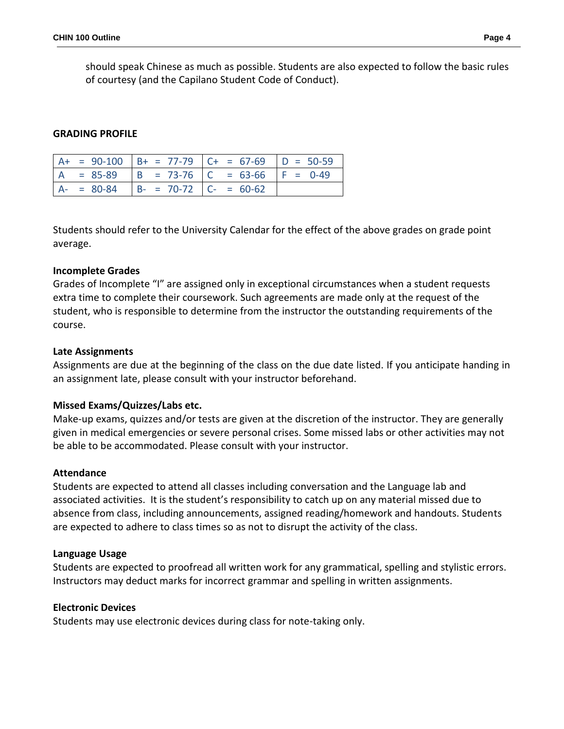should speak Chinese as much as possible. Students are also expected to follow the basic rules of courtesy (and the Capilano Student Code of Conduct).

**GRADING PROFILE**

| | | | |
|---|---|---|---|
| A+ = 90-100 | B+ = 77-79 | C+ = 67-69 | D = 50-59 |
| A = 85-89 | B = 73-76 | C = 63-66 | F = 0-49 |
| A- = 80-84 | B- = 70-72 | C- = 60-62 | |

Students should refer to the University Calendar for the effect of the above grades on grade point average.

**Incomplete Grades**
Grades of Incomplete "I" are assigned only in exceptional circumstances when a student requests extra time to complete their coursework. Such agreements are made only at the request of the student, who is responsible to determine from the instructor the outstanding requirements of the course.

**Late Assignments**
Assignments are due at the beginning of the class on the due date listed. If you anticipate handing in an assignment late, please consult with your instructor beforehand.

**Missed Exams/Quizzes/Labs etc.**
Make-up exams, quizzes and/or tests are given at the discretion of the instructor. They are generally given in medical emergencies or severe personal crises. Some missed labs or other activities may not be able to be accommodated. Please consult with your instructor.

**Attendance**
Students are expected to attend all classes including conversation and the Language lab and associated activities. It is the student's responsibility to catch up on any material missed due to absence from class, including announcements, assigned reading/homework and handouts. Students are expected to adhere to class times so as not to disrupt the activity of the class.

**Language Usage**
Students are expected to proofread all written work for any grammatical, spelling and stylistic errors. Instructors may deduct marks for incorrect grammar and spelling in written assignments.

**Electronic Devices**
Students may use electronic devices during class for note-taking only.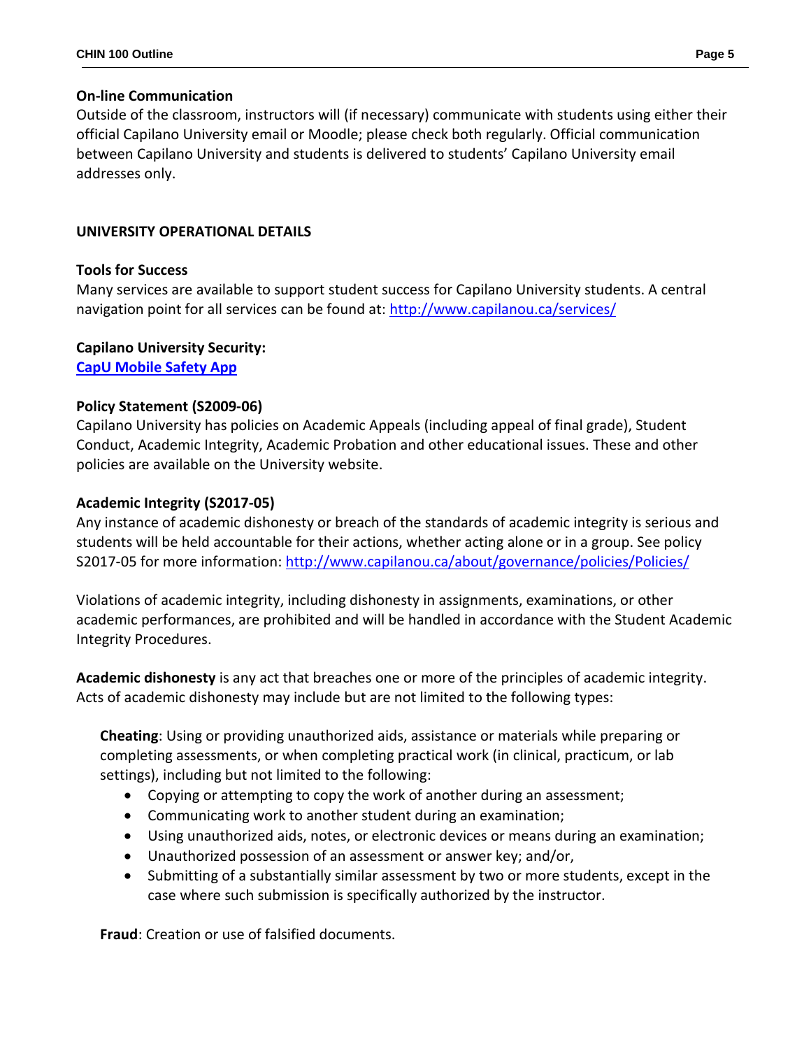**On-line Communication**

Outside of the classroom, instructors will (if necessary) communicate with students using either their official Capilano University email or Moodle; please check both regularly. Official communication between Capilano University and students is delivered to students' Capilano University email addresses only.

## UNIVERSITY OPERATIONAL DETAILS

**Tools for Success**

Many services are available to support student success for Capilano University students. A central navigation point for all services can be found at: http://www.capilanou.ca/services/

**Capilano University Security:**

**CapU Mobile Safety App**

**Policy Statement (S2009-06)**

Capilano University has policies on Academic Appeals (including appeal of final grade), Student Conduct, Academic Integrity, Academic Probation and other educational issues. These and other policies are available on the University website.

**Academic Integrity (S2017-05)**

Any instance of academic dishonesty or breach of the standards of academic integrity is serious and students will be held accountable for their actions, whether acting alone or in a group. See policy S2017-05 for more information: http://www.capilanou.ca/about/governance/policies/Policies/

Violations of academic integrity, including dishonesty in assignments, examinations, or other academic performances, are prohibited and will be handled in accordance with the Student Academic Integrity Procedures.

**Academic dishonesty** is any act that breaches one or more of the principles of academic integrity. Acts of academic dishonesty may include but are not limited to the following types:

**Cheating**: Using or providing unauthorized aids, assistance or materials while preparing or completing assessments, or when completing practical work (in clinical, practicum, or lab settings), including but not limited to the following:

- Copying or attempting to copy the work of another during an assessment;
- Communicating work to another student during an examination;
- Using unauthorized aids, notes, or electronic devices or means during an examination;
- Unauthorized possession of an assessment or answer key; and/or,
- Submitting of a substantially similar assessment by two or more students, except in the case where such submission is specifically authorized by the instructor.

**Fraud**: Creation or use of falsified documents.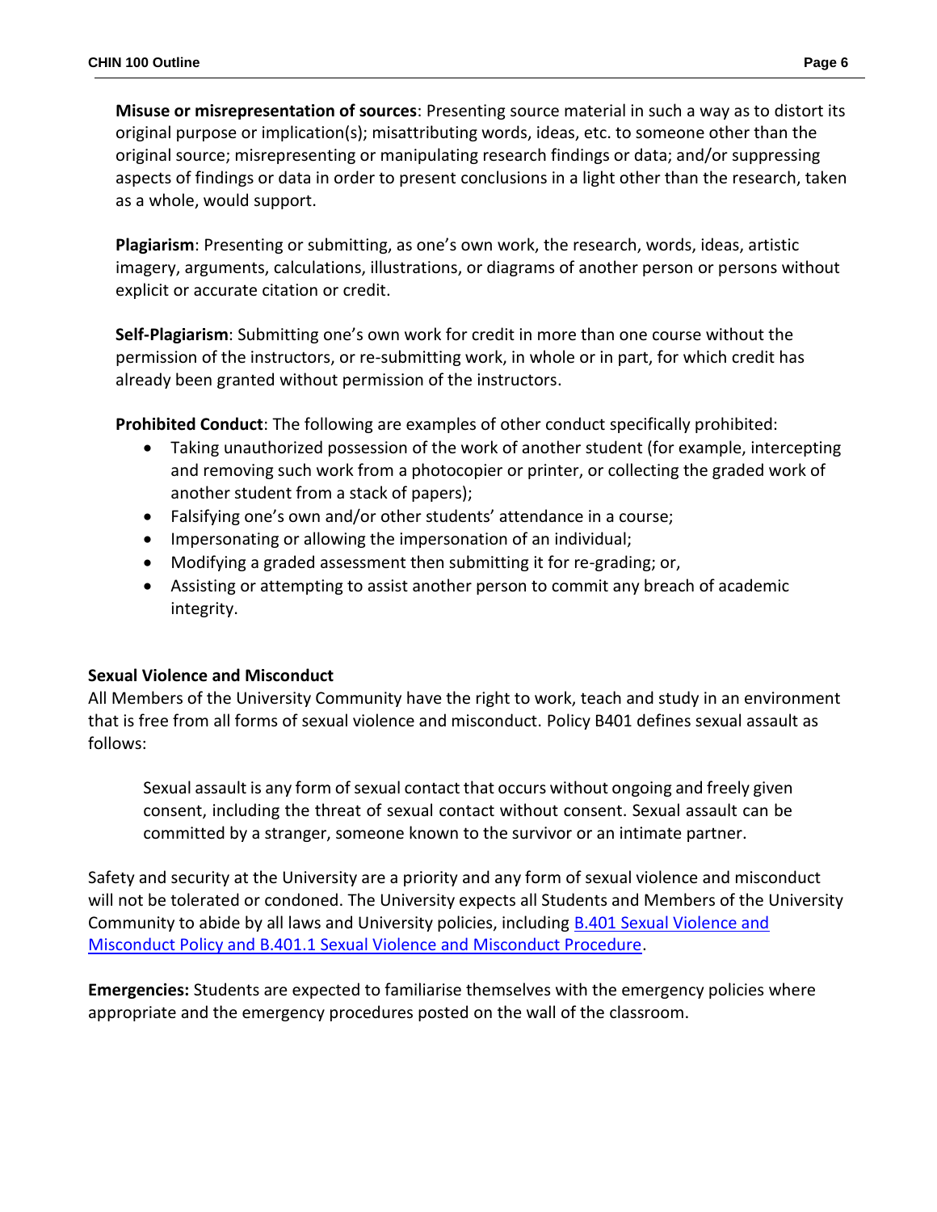**Misuse or misrepresentation of sources**: Presenting source material in such a way as to distort its original purpose or implication(s); misattributing words, ideas, etc. to someone other than the original source; misrepresenting or manipulating research findings or data; and/or suppressing aspects of findings or data in order to present conclusions in a light other than the research, taken as a whole, would support.

**Plagiarism**: Presenting or submitting, as one's own work, the research, words, ideas, artistic imagery, arguments, calculations, illustrations, or diagrams of another person or persons without explicit or accurate citation or credit.

**Self-Plagiarism**: Submitting one's own work for credit in more than one course without the permission of the instructors, or re-submitting work, in whole or in part, for which credit has already been granted without permission of the instructors.

**Prohibited Conduct**: The following are examples of other conduct specifically prohibited:

- Taking unauthorized possession of the work of another student (for example, intercepting and removing such work from a photocopier or printer, or collecting the graded work of another student from a stack of papers);
- Falsifying one's own and/or other students' attendance in a course;
- Impersonating or allowing the impersonation of an individual;
- Modifying a graded assessment then submitting it for re-grading; or,
- Assisting or attempting to assist another person to commit any breach of academic integrity.

**Sexual Violence and Misconduct**

All Members of the University Community have the right to work, teach and study in an environment that is free from all forms of sexual violence and misconduct. Policy B401 defines sexual assault as follows:

> Sexual assault is any form of sexual contact that occurs without ongoing and freely given consent, including the threat of sexual contact without consent. Sexual assault can be committed by a stranger, someone known to the survivor or an intimate partner.

Safety and security at the University are a priority and any form of sexual violence and misconduct will not be tolerated or condoned. The University expects all Students and Members of the University Community to abide by all laws and University policies, including B.401 Sexual Violence and Misconduct Policy and B.401.1 Sexual Violence and Misconduct Procedure.

**Emergencies:** Students are expected to familiarise themselves with the emergency policies where appropriate and the emergency procedures posted on the wall of the classroom.